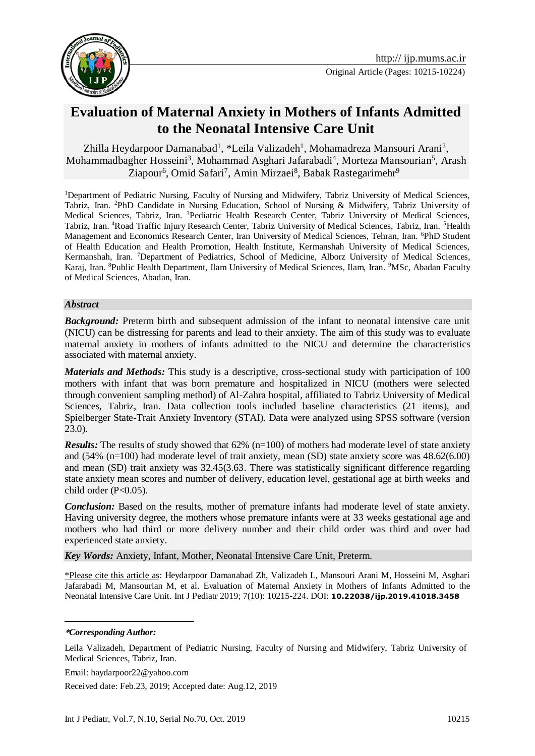# Evaluation of Maternal Anxiety in Mothers of Infants Admitted to the Neonatal Intensive Care Unit

Zhilla Heydarpoor Damanabad[1], *Leila Valizadeh[1], Mohamadreza Mansouri Arani[2], Mohammadbagher Hosseini[3], Mohammad Asghari Jafarabadi[4], Morteza Mansourian[5], Arash Ziapour[6], Omid Safari[7], Amin Mirzaei[8], Babak Rastegarimehr[9]

[1]Department of Pediatric Nursing, Faculty of Nursing and Midwifery, Tabriz University of Medical Sciences, Tabriz, Iran. [2]PhD Candidate in Nursing Education, School of Nursing & Midwifery, Tabriz University of Medical Sciences, Tabriz, Iran. [3]Pediatric Health Research Center, Tabriz University of Medical Sciences, Tabriz, Iran. [4]Road Traffic Injury Research Center, Tabriz University of Medical Sciences, Tabriz, Iran. [5]Health Management and Economics Research Center, Iran University of Medical Sciences, Tehran, Iran. [6]PhD Student of Health Education and Health Promotion, Health Institute, Kermanshah University of Medical Sciences, Kermanshah, Iran. [7]Department of Pediatrics, School of Medicine, Alborz University of Medical Sciences, Karaj, Iran. [8]Public Health Department, Ilam University of Medical Sciences, Ilam, Iran. [9]MSc, Abadan Faculty of Medical Sciences, Abadan, Iran.

### *Abstract*

***Background:*** Preterm birth and subsequent admission of the infant to neonatal intensive care unit (NICU) can be distressing for parents and lead to their anxiety. The aim of this study was to evaluate maternal anxiety in mothers of infants admitted to the NICU and determine the characteristics associated with maternal anxiety.

***Materials and Methods:*** This study is a descriptive, cross-sectional study with participation of 100 mothers with infant that was born premature and hospitalized in NICU (mothers were selected through convenient sampling method) of Al-Zahra hospital, affiliated to Tabriz University of Medical Sciences, Tabriz, Iran. Data collection tools included baseline characteristics (21 items), and Spielberger State-Trait Anxiety Inventory (STAI). Data were analyzed using SPSS software (version 23.0).

***Results:*** The results of study showed that 62% (n=100) of mothers had moderate level of state anxiety and (54% (n=100) had moderate level of trait anxiety, mean (SD) state anxiety score was 48.62(6.00) and mean (SD) trait anxiety was 32.45(3.63. There was statistically significant difference regarding state anxiety mean scores and number of delivery, education level, gestational age at birth weeks and child order ($P<0.05$).

***Conclusion:*** Based on the results, mother of premature infants had moderate level of state anxiety. Having university degree, the mothers whose premature infants were at 33 weeks gestational age and mothers who had third or more delivery number and their child order was third and over had experienced state anxiety.

***Key Words:*** Anxiety, Infant, Mother, Neonatal Intensive Care Unit, Preterm.

\*Please cite this article as: Heydarpoor Damanabad Zh, Valizadeh L, Mansouri Arani M, Hosseini M, Asghari Jafarabadi M, Mansourian M, et al. Evaluation of Maternal Anxiety in Mothers of Infants Admitted to the Neonatal Intensive Care Unit. Int J Pediatr 2019; 7(10): 10215-224. DOI: **10.22038/ijp.2019.41018.3458**

---

***\*Corresponding Author:***

Leila Valizadeh, Department of Pediatric Nursing, Faculty of Nursing and Midwifery, Tabriz University of Medical Sciences, Tabriz, Iran.

Email: haydarpoor22@yahoo.com

Received date: Feb.23, 2019; Accepted date: Aug.12, 2019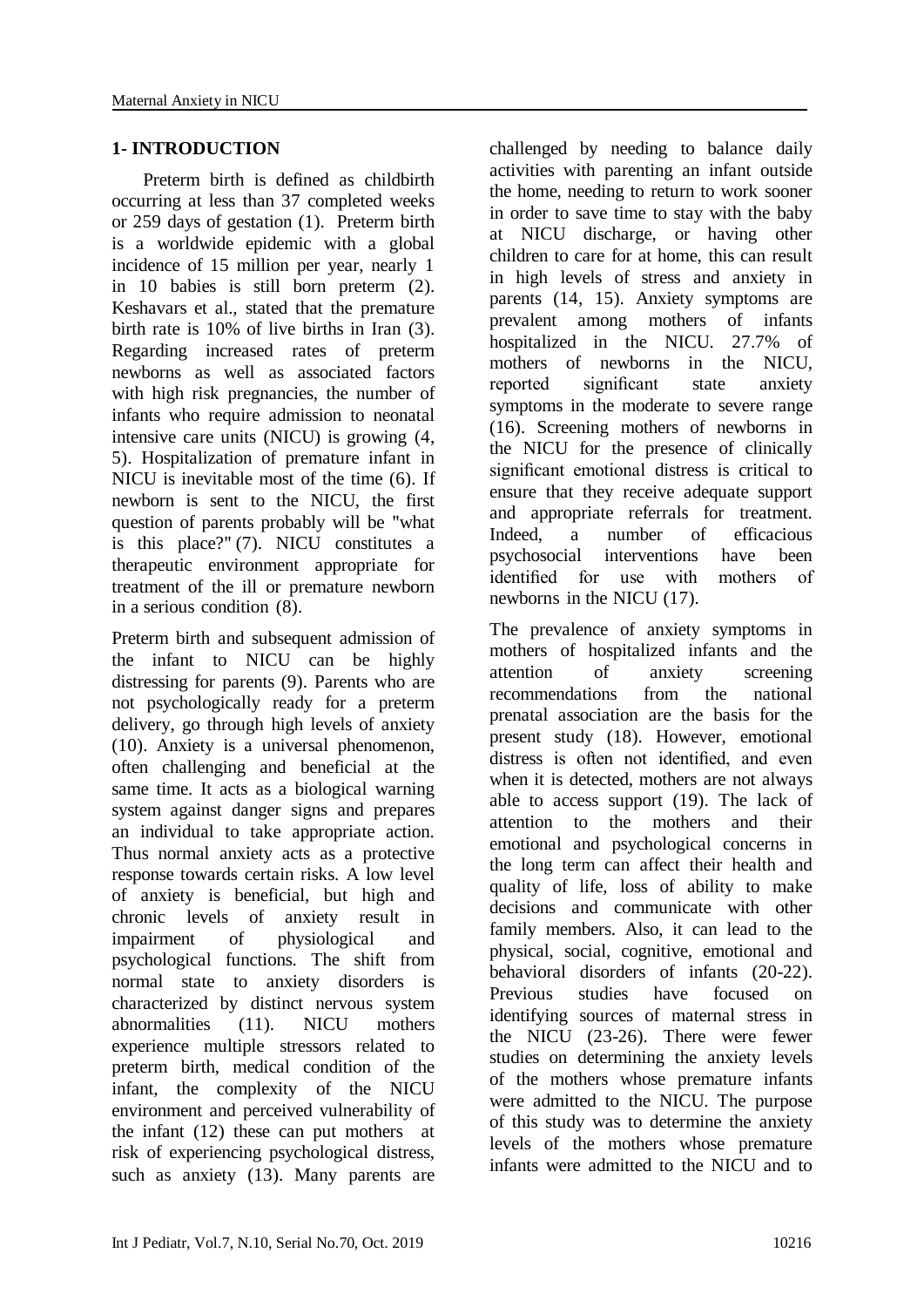## 1- INTRODUCTION

Preterm birth is defined as childbirth occurring at less than 37 completed weeks or 259 days of gestation (1). Preterm birth is a worldwide epidemic with a global incidence of 15 million per year, nearly 1 in 10 babies is still born preterm (2). Keshavars et al., stated that the premature birth rate is 10% of live births in Iran (3). Regarding increased rates of preterm newborns as well as associated factors with high risk pregnancies, the number of infants who require admission to neonatal intensive care units (NICU) is growing (4, 5). Hospitalization of premature infant in NICU is inevitable most of the time (6). If newborn is sent to the NICU, the first question of parents probably will be "what is this place?" (7). NICU constitutes a therapeutic environment appropriate for treatment of the ill or premature newborn in a serious condition (8).

Preterm birth and subsequent admission of the infant to NICU can be highly distressing for parents (9). Parents who are not psychologically ready for a preterm delivery, go through high levels of anxiety (10). Anxiety is a universal phenomenon, often challenging and beneficial at the same time. It acts as a biological warning system against danger signs and prepares an individual to take appropriate action. Thus normal anxiety acts as a protective response towards certain risks. A low level of anxiety is beneficial, but high and chronic levels of anxiety result in impairment of physiological and psychological functions. The shift from normal state to anxiety disorders is characterized by distinct nervous system abnormalities (11). NICU mothers experience multiple stressors related to preterm birth, medical condition of the infant, the complexity of the NICU environment and perceived vulnerability of the infant (12) these can put mothers at risk of experiencing psychological distress, such as anxiety (13). Many parents are challenged by needing to balance daily activities with parenting an infant outside the home, needing to return to work sooner in order to save time to stay with the baby at NICU discharge, or having other children to care for at home, this can result in high levels of stress and anxiety in parents (14, 15). Anxiety symptoms are prevalent among mothers of infants hospitalized in the NICU. 27.7% of mothers of newborns in the NICU, reported significant state anxiety symptoms in the moderate to severe range (16). Screening mothers of newborns in the NICU for the presence of clinically significant emotional distress is critical to ensure that they receive adequate support and appropriate referrals for treatment. Indeed, a number of efficacious psychosocial interventions have been identified for use with mothers of newborns in the NICU (17).

The prevalence of anxiety symptoms in mothers of hospitalized infants and the attention of anxiety screening recommendations from the national prenatal association are the basis for the present study (18). However, emotional distress is often not identified, and even when it is detected, mothers are not always able to access support (19). The lack of attention to the mothers and their emotional and psychological concerns in the long term can affect their health and quality of life, loss of ability to make decisions and communicate with other family members. Also, it can lead to the physical, social, cognitive, emotional and behavioral disorders of infants (20-22). Previous studies have focused on identifying sources of maternal stress in the NICU (23-26). There were fewer studies on determining the anxiety levels of the mothers whose premature infants were admitted to the NICU. The purpose of this study was to determine the anxiety levels of the mothers whose premature infants were admitted to the NICU and to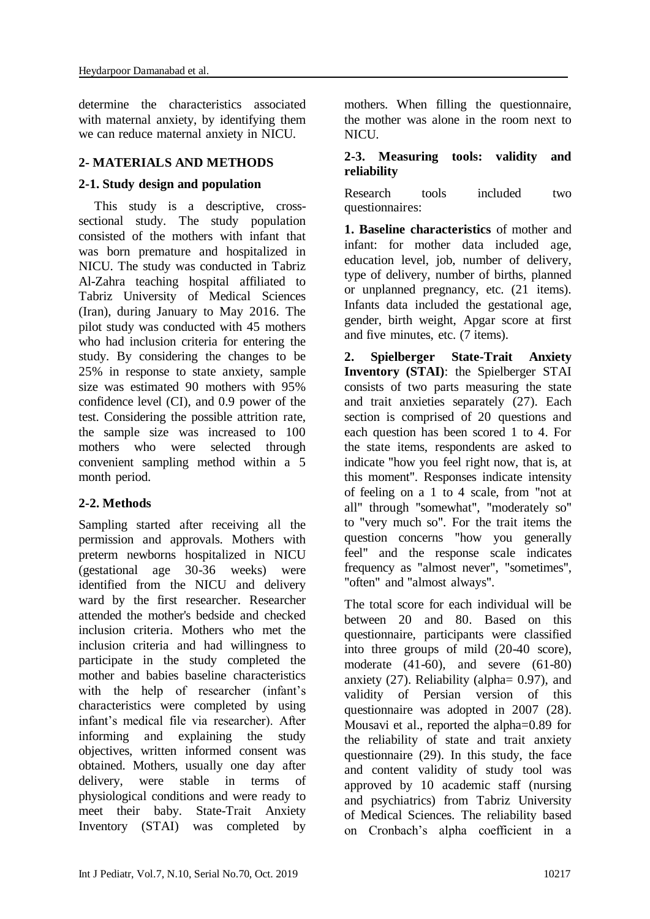determine the characteristics associated with maternal anxiety, by identifying them we can reduce maternal anxiety in NICU.

## 2- MATERIALS AND METHODS

### 2-1. Study design and population

This study is a descriptive, cross-sectional study. The study population consisted of the mothers with infant that was born premature and hospitalized in NICU. The study was conducted in Tabriz Al-Zahra teaching hospital affiliated to Tabriz University of Medical Sciences (Iran), during January to May 2016. The pilot study was conducted with 45 mothers who had inclusion criteria for entering the study. By considering the changes to be 25% in response to state anxiety, sample size was estimated 90 mothers with 95% confidence level (CI), and 0.9 power of the test. Considering the possible attrition rate, the sample size was increased to 100 mothers who were selected through convenient sampling method within a 5 month period.

### 2-2. Methods

Sampling started after receiving all the permission and approvals. Mothers with preterm newborns hospitalized in NICU (gestational age 30-36 weeks) were identified from the NICU and delivery ward by the first researcher. Researcher attended the mother's bedside and checked inclusion criteria. Mothers who met the inclusion criteria and had willingness to participate in the study completed the mother and babies baseline characteristics with the help of researcher (infant's characteristics were completed by using infant's medical file via researcher). After informing and explaining the study objectives, written informed consent was obtained. Mothers, usually one day after delivery, were stable in terms of physiological conditions and were ready to meet their baby. State-Trait Anxiety Inventory (STAI) was completed by mothers. When filling the questionnaire, the mother was alone in the room next to NICU.

### 2-3. Measuring tools: validity and reliability

Research tools included two questionnaires:

**1. Baseline characteristics** of mother and infant: for mother data included age, education level, job, number of delivery, type of delivery, number of births, planned or unplanned pregnancy, etc. (21 items). Infants data included the gestational age, gender, birth weight, Apgar score at first and five minutes, etc. (7 items).

**2. Spielberger State-Trait Anxiety Inventory (STAI)**: the Spielberger STAI consists of two parts measuring the state and trait anxieties separately (27). Each section is comprised of 20 questions and each question has been scored 1 to 4. For the state items, respondents are asked to indicate "how you feel right now, that is, at this moment". Responses indicate intensity of feeling on a 1 to 4 scale, from "not at all" through "somewhat", "moderately so" to "very much so". For the trait items the question concerns "how you generally feel" and the response scale indicates frequency as "almost never", "sometimes", "often" and "almost always".

The total score for each individual will be between 20 and 80. Based on this questionnaire, participants were classified into three groups of mild (20-40 score), moderate (41-60), and severe (61-80) anxiety (27). Reliability (alpha= 0.97), and validity of Persian version of this questionnaire was adopted in 2007 (28). Mousavi et al., reported the alpha=0.89 for the reliability of state and trait anxiety questionnaire (29). In this study, the face and content validity of study tool was approved by 10 academic staff (nursing and psychiatrics) from Tabriz University of Medical Sciences. The reliability based on Cronbach's alpha coefficient in a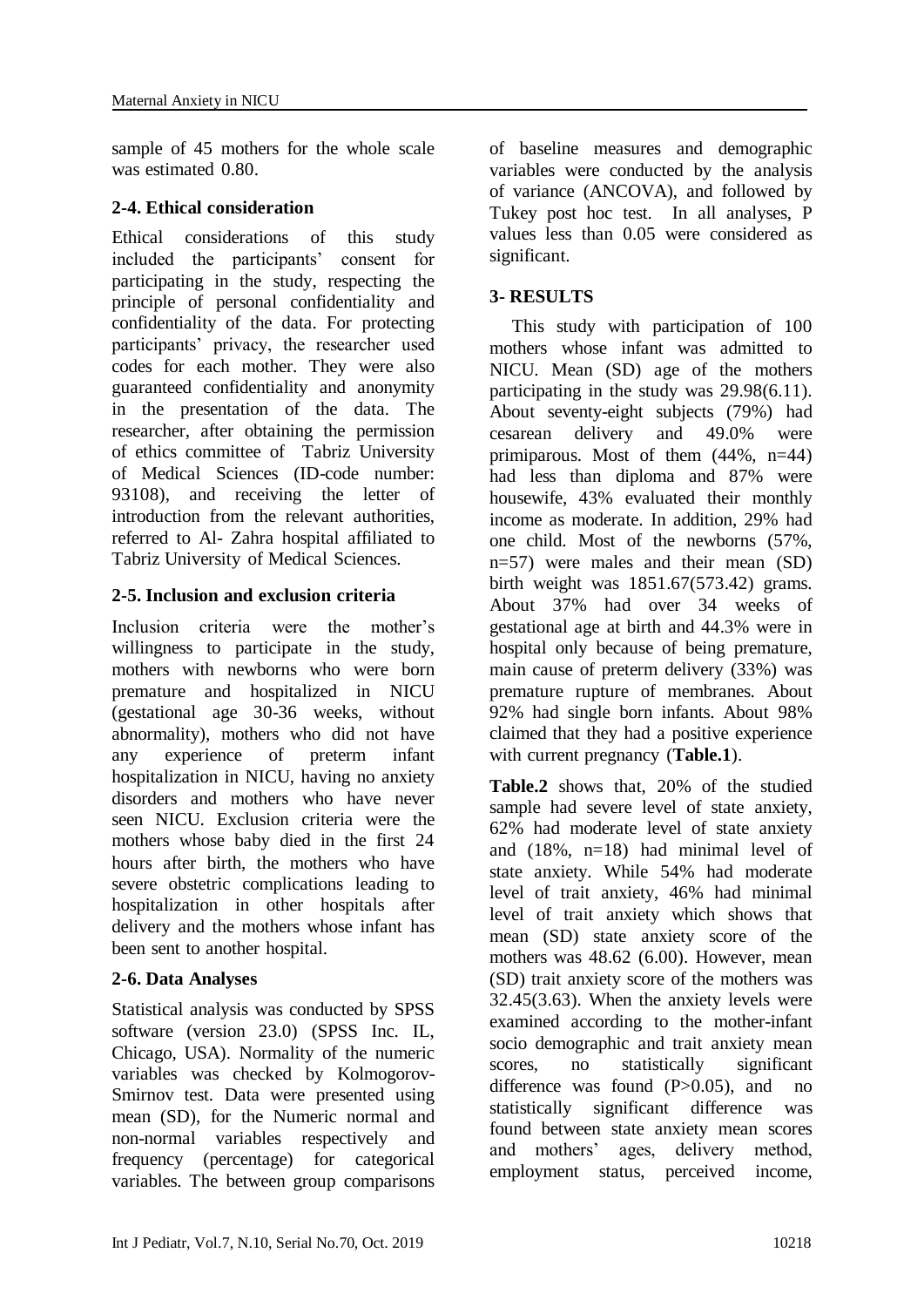sample of 45 mothers for the whole scale was estimated 0.80.

### 2-4. Ethical consideration

Ethical considerations of this study included the participants' consent for participating in the study, respecting the principle of personal confidentiality and confidentiality of the data. For protecting participants' privacy, the researcher used codes for each mother. They were also guaranteed confidentiality and anonymity in the presentation of the data. The researcher, after obtaining the permission of ethics committee of Tabriz University of Medical Sciences (ID-code number: 93108), and receiving the letter of introduction from the relevant authorities, referred to Al- Zahra hospital affiliated to Tabriz University of Medical Sciences.

### 2-5. Inclusion and exclusion criteria

Inclusion criteria were the mother's willingness to participate in the study, mothers with newborns who were born premature and hospitalized in NICU (gestational age 30-36 weeks, without abnormality), mothers who did not have any experience of preterm infant hospitalization in NICU, having no anxiety disorders and mothers who have never seen NICU. Exclusion criteria were the mothers whose baby died in the first 24 hours after birth, the mothers who have severe obstetric complications leading to hospitalization in other hospitals after delivery and the mothers whose infant has been sent to another hospital.

### 2-6. Data Analyses

Statistical analysis was conducted by SPSS software (version 23.0) (SPSS Inc. IL, Chicago, USA). Normality of the numeric variables was checked by Kolmogorov-Smirnov test. Data were presented using mean (SD), for the Numeric normal and non-normal variables respectively and frequency (percentage) for categorical variables. The between group comparisons of baseline measures and demographic variables were conducted by the analysis of variance (ANCOVA), and followed by Tukey post hoc test. In all analyses, P values less than 0.05 were considered as significant.

## 3- RESULTS

This study with participation of 100 mothers whose infant was admitted to NICU. Mean (SD) age of the mothers participating in the study was 29.98(6.11). About seventy-eight subjects (79%) had cesarean delivery and 49.0% were primiparous. Most of them (44%, n=44) had less than diploma and 87% were housewife, 43% evaluated their monthly income as moderate. In addition, 29% had one child. Most of the newborns (57%, n=57) were males and their mean (SD) birth weight was 1851.67(573.42) grams. About 37% had over 34 weeks of gestational age at birth and 44.3% were in hospital only because of being premature, main cause of preterm delivery (33%) was premature rupture of membranes. About 92% had single born infants. About 98% claimed that they had a positive experience with current pregnancy (**Table.1**).

**Table.2** shows that, 20% of the studied sample had severe level of state anxiety, 62% had moderate level of state anxiety and (18%, n=18) had minimal level of state anxiety. While 54% had moderate level of trait anxiety, 46% had minimal level of trait anxiety which shows that mean (SD) state anxiety score of the mothers was 48.62 (6.00). However, mean (SD) trait anxiety score of the mothers was 32.45(3.63). When the anxiety levels were examined according to the mother-infant socio demographic and trait anxiety mean scores, no statistically significant difference was found (P>0.05), and no statistically significant difference was found between state anxiety mean scores and mothers' ages, delivery method, employment status, perceived income,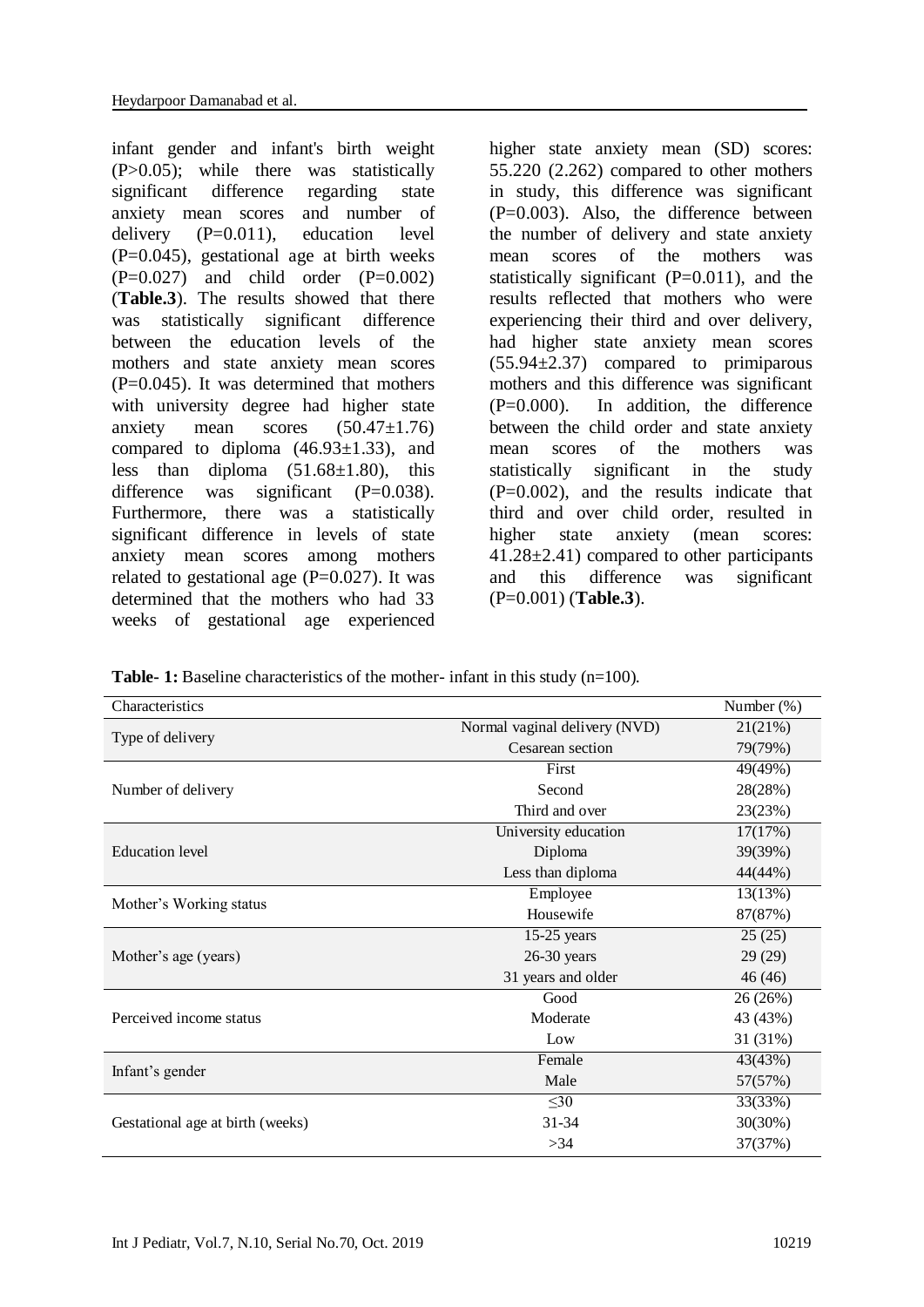infant gender and infant's birth weight (P>0.05); while there was statistically significant difference regarding state anxiety mean scores and number of delivery (P=0.011), education level (P=0.045), gestational age at birth weeks (P=0.027) and child order (P=0.002) (**Table.3**). The results showed that there was statistically significant difference between the education levels of the mothers and state anxiety mean scores (P=0.045). It was determined that mothers with university degree had higher state anxiety mean scores (50.47±1.76) compared to diploma (46.93±1.33), and less than diploma (51.68±1.80), this difference was significant (P=0.038). Furthermore, there was a statistically significant difference in levels of state anxiety mean scores among mothers related to gestational age (P=0.027). It was determined that the mothers who had 33 weeks of gestational age experienced higher state anxiety mean (SD) scores: 55.220 (2.262) compared to other mothers in study, this difference was significant (P=0.003). Also, the difference between the number of delivery and state anxiety mean scores of the mothers was statistically significant (P=0.011), and the results reflected that mothers who were experiencing their third and over delivery, had higher state anxiety mean scores (55.94±2.37) compared to primiparous mothers and this difference was significant (P=0.000). In addition, the difference between the child order and state anxiety mean scores of the mothers was statistically significant in the study (P=0.002), and the results indicate that third and over child order, resulted in higher state anxiety (mean scores: 41.28±2.41) compared to other participants and this difference was significant (P=0.001) (**Table.3**).

**Table- 1:** Baseline characteristics of the mother- infant in this study (n=100).

| Characteristics | | Number (%) |
|---|---|---|
| Type of delivery | Normal vaginal delivery (NVD) | 21(21%) |
| | Cesarean section | 79(79%) |
| Number of delivery | First | 49(49%) |
| | Second | 28(28%) |
| | Third and over | 23(23%) |
| Education level | University education | 17(17%) |
| | Diploma | 39(39%) |
| | Less than diploma | 44(44%) |
| Mother's Working status | Employee | 13(13%) |
| | Housewife | 87(87%) |
| Mother's age (years) | 15-25 years | 25 (25) |
| | 26-30 years | 29 (29) |
| | 31 years and older | 46 (46) |
| Perceived income status | Good | 26 (26%) |
| | Moderate | 43 (43%) |
| | Low | 31 (31%) |
| Infant's gender | Female | 43(43%) |
| | Male | 57(57%) |
| Gestational age at birth (weeks) | ≤30 | 33(33%) |
| | 31-34 | 30(30%) |
| | >34 | 37(37%) |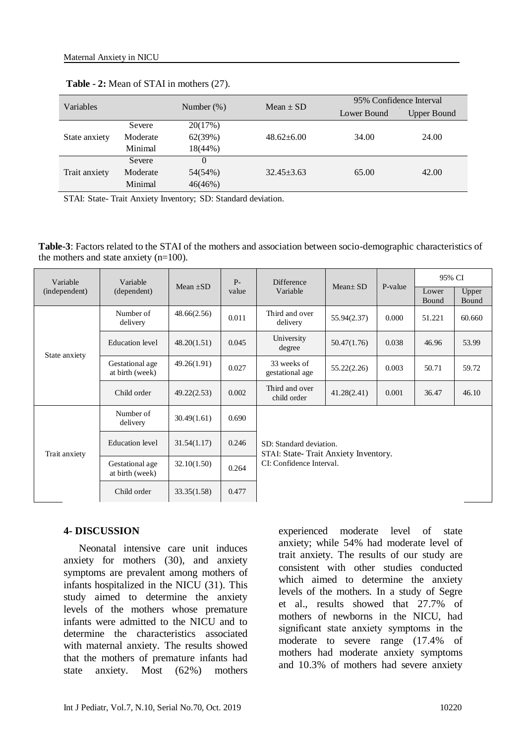**Table - 2:** Mean of STAI in mothers (27).

| Variables | | Number (%) | Mean ± SD | 95% Confidence Interval | |
|---|---|---|---|---|---|
| | | | | Lower Bound | Upper Bound |
| State anxiety | Severe | 20(17%) | 48.62±6.00 | 34.00 | 24.00 |
| | Moderate | 62(39%) | | | |
| | Minimal | 18(44%) | | | |
| Trait anxiety | Severe | 0 | 32.45±3.63 | 65.00 | 42.00 |
| | Moderate | 54(54%) | | | |
| | Minimal | 46(46%) | | | |

STAI: State- Trait Anxiety Inventory; SD: Standard deviation.

**Table-3**: Factors related to the STAI of the mothers and association between socio-demographic characteristics of the mothers and state anxiety (n=100).

| Variable (independent) | Variable (dependent) | Mean ±SD | P-value | Difference Variable | Mean± SD | P-value | 95% CI | |
|---|---|---|---|---|---|---|---|---|
| | | | | | | | Lower Bound | Upper Bound |
| State anxiety | Number of delivery | 48.66(2.56) | 0.011 | Third and over delivery | 55.94(2.37) | 0.000 | 51.221 | 60.660 |
| | Education level | 48.20(1.51) | 0.045 | University degree | 50.47(1.76) | 0.038 | 46.96 | 53.99 |
| | Gestational age at birth (week) | 49.26(1.91) | 0.027 | 33 weeks of gestational age | 55.22(2.26) | 0.003 | 50.71 | 59.72 |
| | Child order | 49.22(2.53) | 0.002 | Third and over child order | 41.28(2.41) | 0.001 | 36.47 | 46.10 |
| Trait anxiety | Number of delivery | 30.49(1.61) | 0.690 | | | | | |
| | Education level | 31.54(1.17) | 0.246 | | | | | |
| | Gestational age at birth (week) | 32.10(1.50) | 0.264 | | | | | |
| | Child order | 33.35(1.58) | 0.477 | | | | | |

SD: Standard deviation.
STAI: State- Trait Anxiety Inventory.
CI: Confidence Interval.

## 4- DISCUSSION

Neonatal intensive care unit induces anxiety for mothers (30), and anxiety symptoms are prevalent among mothers of infants hospitalized in the NICU (31). This study aimed to determine the anxiety levels of the mothers whose premature infants were admitted to the NICU and to determine the characteristics associated with maternal anxiety. The results showed that the mothers of premature infants had state anxiety. Most (62%) mothers experienced moderate level of state anxiety; while 54% had moderate level of trait anxiety. The results of our study are consistent with other studies conducted which aimed to determine the anxiety levels of the mothers. In a study of Segre et al., results showed that 27.7% of mothers of newborns in the NICU, had significant state anxiety symptoms in the moderate to severe range (17.4% of mothers had moderate anxiety symptoms and 10.3% of mothers had severe anxiety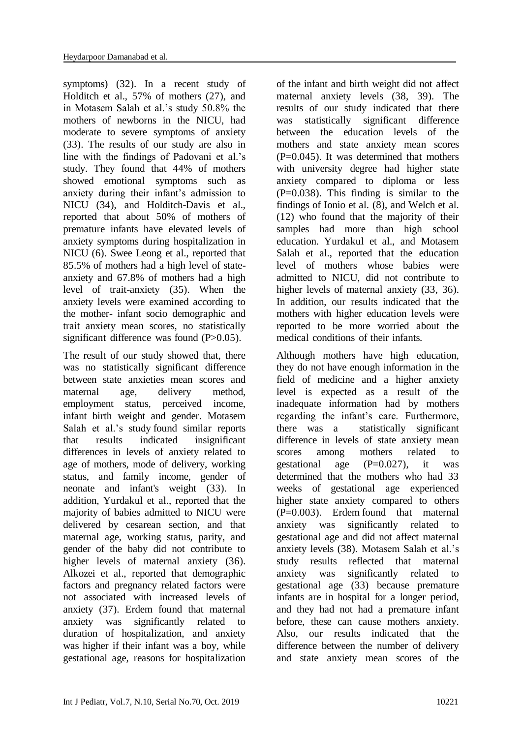symptoms) (32). In a recent study of Holditch et al., 57% of mothers (27), and in Motasem Salah et al.'s study 50.8% the mothers of newborns in the NICU, had moderate to severe symptoms of anxiety (33). The results of our study are also in line with the findings of Padovani et al.'s study. They found that 44% of mothers showed emotional symptoms such as anxiety during their infant's admission to NICU (34), and Holditch-Davis et al., reported that about 50% of mothers of premature infants have elevated levels of anxiety symptoms during hospitalization in NICU (6). Swee Leong et al., reported that 85.5% of mothers had a high level of state-anxiety and 67.8% of mothers had a high level of trait-anxiety (35). When the anxiety levels were examined according to the mother- infant socio demographic and trait anxiety mean scores, no statistically significant difference was found (P>0.05).

The result of our study showed that, there was no statistically significant difference between state anxieties mean scores and maternal age, delivery method, employment status, perceived income, infant birth weight and gender. Motasem Salah et al.'s study found similar reports that results indicated insignificant differences in levels of anxiety related to age of mothers, mode of delivery, working status, and family income, gender of neonate and infant's weight (33). In addition, Yurdakul et al., reported that the majority of babies admitted to NICU were delivered by cesarean section, and that maternal age, working status, parity, and gender of the baby did not contribute to higher levels of maternal anxiety (36). Alkozei et al., reported that demographic factors and pregnancy related factors were not associated with increased levels of anxiety (37). Erdem found that maternal anxiety was significantly related to duration of hospitalization, and anxiety was higher if their infant was a boy, while gestational age, reasons for hospitalization of the infant and birth weight did not affect maternal anxiety levels (38, 39). The results of our study indicated that there was statistically significant difference between the education levels of the mothers and state anxiety mean scores (P=0.045). It was determined that mothers with university degree had higher state anxiety compared to diploma or less (P=0.038). This finding is similar to the findings of Ionio et al. (8), and Welch et al. (12) who found that the majority of their samples had more than high school education. Yurdakul et al., and Motasem Salah et al., reported that the education level of mothers whose babies were admitted to NICU, did not contribute to higher levels of maternal anxiety (33, 36). In addition, our results indicated that the mothers with higher education levels were reported to be more worried about the medical conditions of their infants.

Although mothers have high education, they do not have enough information in the field of medicine and a higher anxiety level is expected as a result of the inadequate information had by mothers regarding the infant's care. Furthermore, there was a statistically significant difference in levels of state anxiety mean scores among mothers related to gestational age (P=0.027), it was determined that the mothers who had 33 weeks of gestational age experienced higher state anxiety compared to others (P=0.003). Erdem found that maternal anxiety was significantly related to gestational age and did not affect maternal anxiety levels (38). Motasem Salah et al.'s study results reflected that maternal anxiety was significantly related to gestational age (33) because premature infants are in hospital for a longer period, and they had not had a premature infant before, these can cause mothers anxiety. Also, our results indicated that the difference between the number of delivery and state anxiety mean scores of the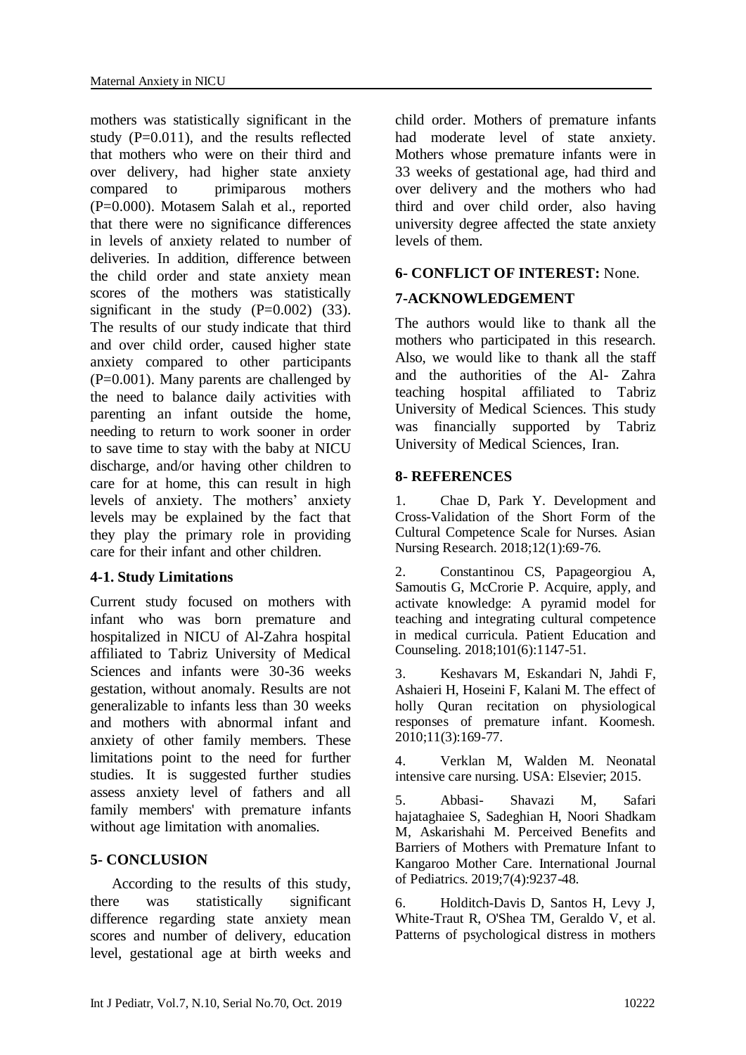mothers was statistically significant in the study (P=0.011), and the results reflected that mothers who were on their third and over delivery, had higher state anxiety compared to primiparous mothers (P=0.000). Motasem Salah et al., reported that there were no significance differences in levels of anxiety related to number of deliveries. In addition, difference between the child order and state anxiety mean scores of the mothers was statistically significant in the study (P=0.002) (33). The results of our study indicate that third and over child order, caused higher state anxiety compared to other participants (P=0.001). Many parents are challenged by the need to balance daily activities with parenting an infant outside the home, needing to return to work sooner in order to save time to stay with the baby at NICU discharge, and/or having other children to care for at home, this can result in high levels of anxiety. The mothers' anxiety levels may be explained by the fact that they play the primary role in providing care for their infant and other children.

### 4-1. Study Limitations

Current study focused on mothers with infant who was born premature and hospitalized in NICU of Al-Zahra hospital affiliated to Tabriz University of Medical Sciences and infants were 30-36 weeks gestation, without anomaly. Results are not generalizable to infants less than 30 weeks and mothers with abnormal infant and anxiety of other family members. These limitations point to the need for further studies. It is suggested further studies assess anxiety level of fathers and all family members' with premature infants without age limitation with anomalies.

## 5- CONCLUSION

According to the results of this study, there was statistically significant difference regarding state anxiety mean scores and number of delivery, education level, gestational age at birth weeks and child order. Mothers of premature infants had moderate level of state anxiety. Mothers whose premature infants were in 33 weeks of gestational age, had third and over delivery and the mothers who had third and over child order, also having university degree affected the state anxiety levels of them.

## 6- CONFLICT OF INTEREST: None.

## 7-ACKNOWLEDGEMENT

The authors would like to thank all the mothers who participated in this research. Also, we would like to thank all the staff and the authorities of the Al- Zahra teaching hospital affiliated to Tabriz University of Medical Sciences. This study was financially supported by Tabriz University of Medical Sciences, Iran.

## 8- REFERENCES

1. Chae D, Park Y. Development and Cross-Validation of the Short Form of the Cultural Competence Scale for Nurses. Asian Nursing Research. 2018;12(1):69-76.

2. Constantinou CS, Papageorgiou A, Samoutis G, McCrorie P. Acquire, apply, and activate knowledge: A pyramid model for teaching and integrating cultural competence in medical curricula. Patient Education and Counseling. 2018;101(6):1147-51.

3. Keshavars M, Eskandari N, Jahdi F, Ashaieri H, Hoseini F, Kalani M. The effect of holly Quran recitation on physiological responses of premature infant. Koomesh. 2010;11(3):169-77.

4. Verklan M, Walden M. Neonatal intensive care nursing. USA: Elsevier; 2015.

5. Abbasi- Shavazi M, Safari hajataghaiee S, Sadeghian H, Noori Shadkam M, Askarishahi M. Perceived Benefits and Barriers of Mothers with Premature Infant to Kangaroo Mother Care. International Journal of Pediatrics. 2019;7(4):9237-48.

6. Holditch-Davis D, Santos H, Levy J, White-Traut R, O'Shea TM, Geraldo V, et al. Patterns of psychological distress in mothers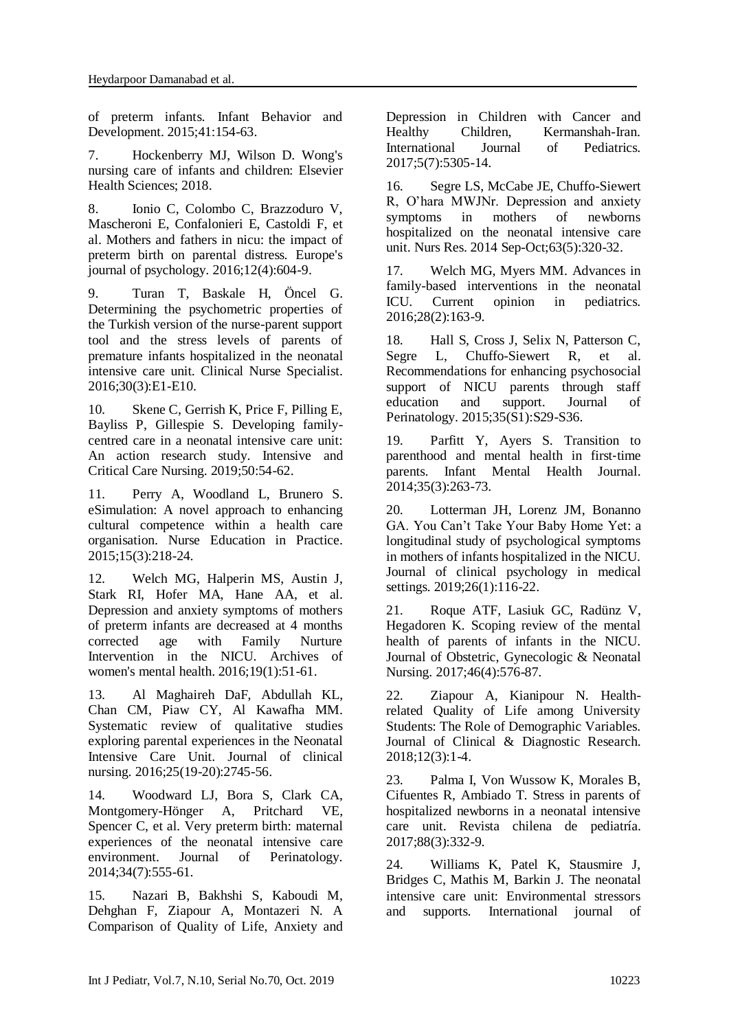of preterm infants. Infant Behavior and Development. 2015;41:154-63.

7. Hockenberry MJ, Wilson D. Wong's nursing care of infants and children: Elsevier Health Sciences; 2018.

8. Ionio C, Colombo C, Brazzoduro V, Mascheroni E, Confalonieri E, Castoldi F, et al. Mothers and fathers in nicu: the impact of preterm birth on parental distress. Europe's journal of psychology. 2016;12(4):604-9.

9. Turan T, Baskale H, Öncel G. Determining the psychometric properties of the Turkish version of the nurse-parent support tool and the stress levels of parents of premature infants hospitalized in the neonatal intensive care unit. Clinical Nurse Specialist. 2016;30(3):E1-E10.

10. Skene C, Gerrish K, Price F, Pilling E, Bayliss P, Gillespie S. Developing family-centred care in a neonatal intensive care unit: An action research study. Intensive and Critical Care Nursing. 2019;50:54-62.

11. Perry A, Woodland L, Brunero S. eSimulation: A novel approach to enhancing cultural competence within a health care organisation. Nurse Education in Practice. 2015;15(3):218-24.

12. Welch MG, Halperin MS, Austin J, Stark RI, Hofer MA, Hane AA, et al. Depression and anxiety symptoms of mothers of preterm infants are decreased at 4 months corrected age with Family Nurture Intervention in the NICU. Archives of women's mental health. 2016;19(1):51-61.

13. Al Maghaireh DaF, Abdullah KL, Chan CM, Piaw CY, Al Kawafha MM. Systematic review of qualitative studies exploring parental experiences in the Neonatal Intensive Care Unit. Journal of clinical nursing. 2016;25(19-20):2745-56.

14. Woodward LJ, Bora S, Clark CA, Montgomery-Hönger A, Pritchard VE, Spencer C, et al. Very preterm birth: maternal experiences of the neonatal intensive care environment. Journal of Perinatology. 2014;34(7):555-61.

15. Nazari B, Bakhshi S, Kaboudi M, Dehghan F, Ziapour A, Montazeri N. A Comparison of Quality of Life, Anxiety and Depression in Children with Cancer and Healthy Children, Kermanshah-Iran. International Journal of Pediatrics. 2017;5(7):5305-14.

16. Segre LS, McCabe JE, Chuffo-Siewert R, O'hara MWJNr. Depression and anxiety symptoms in mothers of newborns hospitalized on the neonatal intensive care unit. Nurs Res. 2014 Sep-Oct;63(5):320-32.

17. Welch MG, Myers MM. Advances in family-based interventions in the neonatal ICU. Current opinion in pediatrics. 2016;28(2):163-9.

18. Hall S, Cross J, Selix N, Patterson C, Segre L, Chuffo-Siewert R, et al. Recommendations for enhancing psychosocial support of NICU parents through staff education and support. Journal of Perinatology. 2015;35(S1):S29-S36.

19. Parfitt Y, Ayers S. Transition to parenthood and mental health in first-time parents. Infant Mental Health Journal. 2014;35(3):263-73.

20. Lotterman JH, Lorenz JM, Bonanno GA. You Can't Take Your Baby Home Yet: a longitudinal study of psychological symptoms in mothers of infants hospitalized in the NICU. Journal of clinical psychology in medical settings. 2019;26(1):116-22.

21. Roque ATF, Lasiuk GC, Radünz V, Hegadoren K. Scoping review of the mental health of parents of infants in the NICU. Journal of Obstetric, Gynecologic & Neonatal Nursing. 2017;46(4):576-87.

22. Ziapour A, Kianipour N. Health-related Quality of Life among University Students: The Role of Demographic Variables. Journal of Clinical & Diagnostic Research. 2018;12(3):1-4.

23. Palma I, Von Wussow K, Morales B, Cifuentes R, Ambiado T. Stress in parents of hospitalized newborns in a neonatal intensive care unit. Revista chilena de pediatría. 2017;88(3):332-9.

24. Williams K, Patel K, Stausmire J, Bridges C, Mathis M, Barkin J. The neonatal intensive care unit: Environmental stressors and supports. International journal of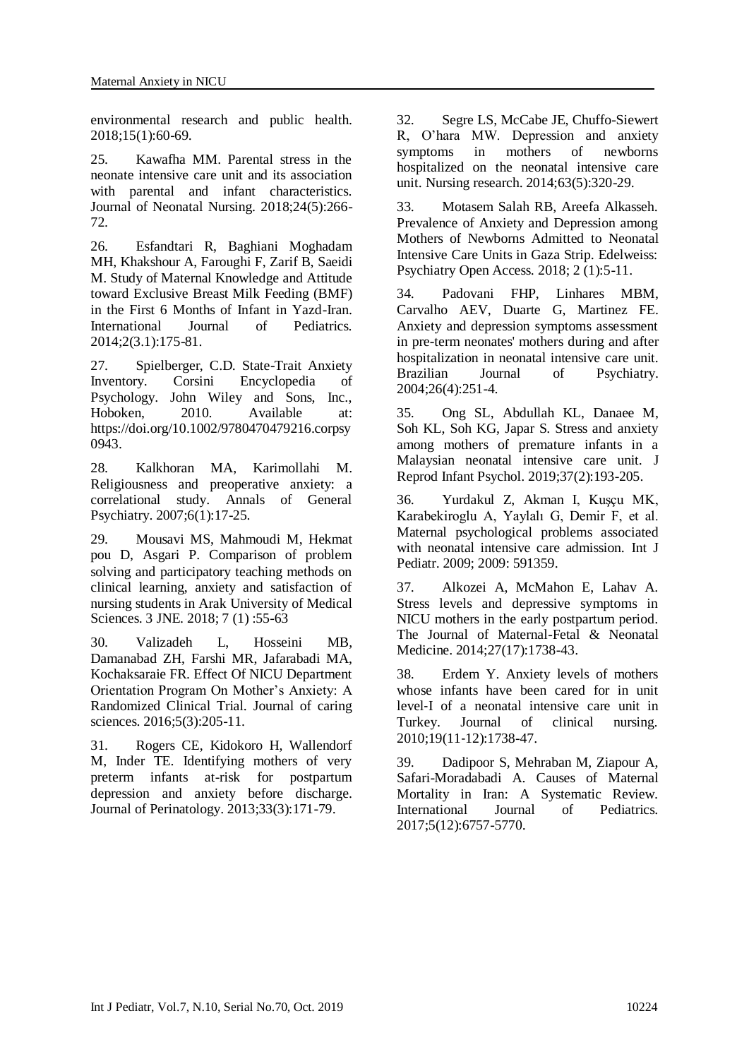environmental research and public health. 2018;15(1):60-69.

25. Kawafha MM. Parental stress in the neonate intensive care unit and its association with parental and infant characteristics. Journal of Neonatal Nursing. 2018;24(5):266-72.

26. Esfandtari R, Baghiani Moghadam MH, Khakshour A, Faroughi F, Zarif B, Saeidi M. Study of Maternal Knowledge and Attitude toward Exclusive Breast Milk Feeding (BMF) in the First 6 Months of Infant in Yazd-Iran. International Journal of Pediatrics. 2014;2(3.1):175-81.

27. Spielberger, C.D. State-Trait Anxiety Inventory. Corsini Encyclopedia of Psychology. John Wiley and Sons, Inc., Hoboken, 2010. Available at: https://doi.org/10.1002/9780470479216.corpsy0943.

28. Kalkhoran MA, Karimollahi M. Religiousness and preoperative anxiety: a correlational study. Annals of General Psychiatry. 2007;6(1):17-25.

29. Mousavi MS, Mahmoudi M, Hekmat pou D, Asgari P. Comparison of problem solving and participatory teaching methods on clinical learning, anxiety and satisfaction of nursing students in Arak University of Medical Sciences. 3 JNE. 2018; 7 (1) :55-63

30. Valizadeh L, Hosseini MB, Damanabad ZH, Farshi MR, Jafarabadi MA, Kochaksaraie FR. Effect Of NICU Department Orientation Program On Mother's Anxiety: A Randomized Clinical Trial. Journal of caring sciences. 2016;5(3):205-11.

31. Rogers CE, Kidokoro H, Wallendorf M, Inder TE. Identifying mothers of very preterm infants at-risk for postpartum depression and anxiety before discharge. Journal of Perinatology. 2013;33(3):171-79.

32. Segre LS, McCabe JE, Chuffo-Siewert R, O'hara MW. Depression and anxiety symptoms in mothers of newborns hospitalized on the neonatal intensive care unit. Nursing research. 2014;63(5):320-29.

33. Motasem Salah RB, Areefa Alkasseh. Prevalence of Anxiety and Depression among Mothers of Newborns Admitted to Neonatal Intensive Care Units in Gaza Strip. Edelweiss: Psychiatry Open Access. 2018; 2 (1):5-11.

34. Padovani FHP, Linhares MBM, Carvalho AEV, Duarte G, Martinez FE. Anxiety and depression symptoms assessment in pre-term neonates' mothers during and after hospitalization in neonatal intensive care unit. Brazilian Journal of Psychiatry. 2004;26(4):251-4.

35. Ong SL, Abdullah KL, Danaee M, Soh KL, Soh KG, Japar S. Stress and anxiety among mothers of premature infants in a Malaysian neonatal intensive care unit. J Reprod Infant Psychol. 2019;37(2):193-205.

36. Yurdakul Z, Akman I, Kuşçu MK, Karabekiroglu A, Yaylalı G, Demir F, et al. Maternal psychological problems associated with neonatal intensive care admission. Int J Pediatr. 2009; 2009: 591359.

37. Alkozei A, McMahon E, Lahav A. Stress levels and depressive symptoms in NICU mothers in the early postpartum period. The Journal of Maternal-Fetal & Neonatal Medicine. 2014;27(17):1738-43.

38. Erdem Y. Anxiety levels of mothers whose infants have been cared for in unit level-I of a neonatal intensive care unit in Turkey. Journal of clinical nursing. 2010;19(11-12):1738-47.

39. Dadipoor S, Mehraban M, Ziapour A, Safari-Moradabadi A. Causes of Maternal Mortality in Iran: A Systematic Review. International Journal of Pediatrics. 2017;5(12):6757-5770.